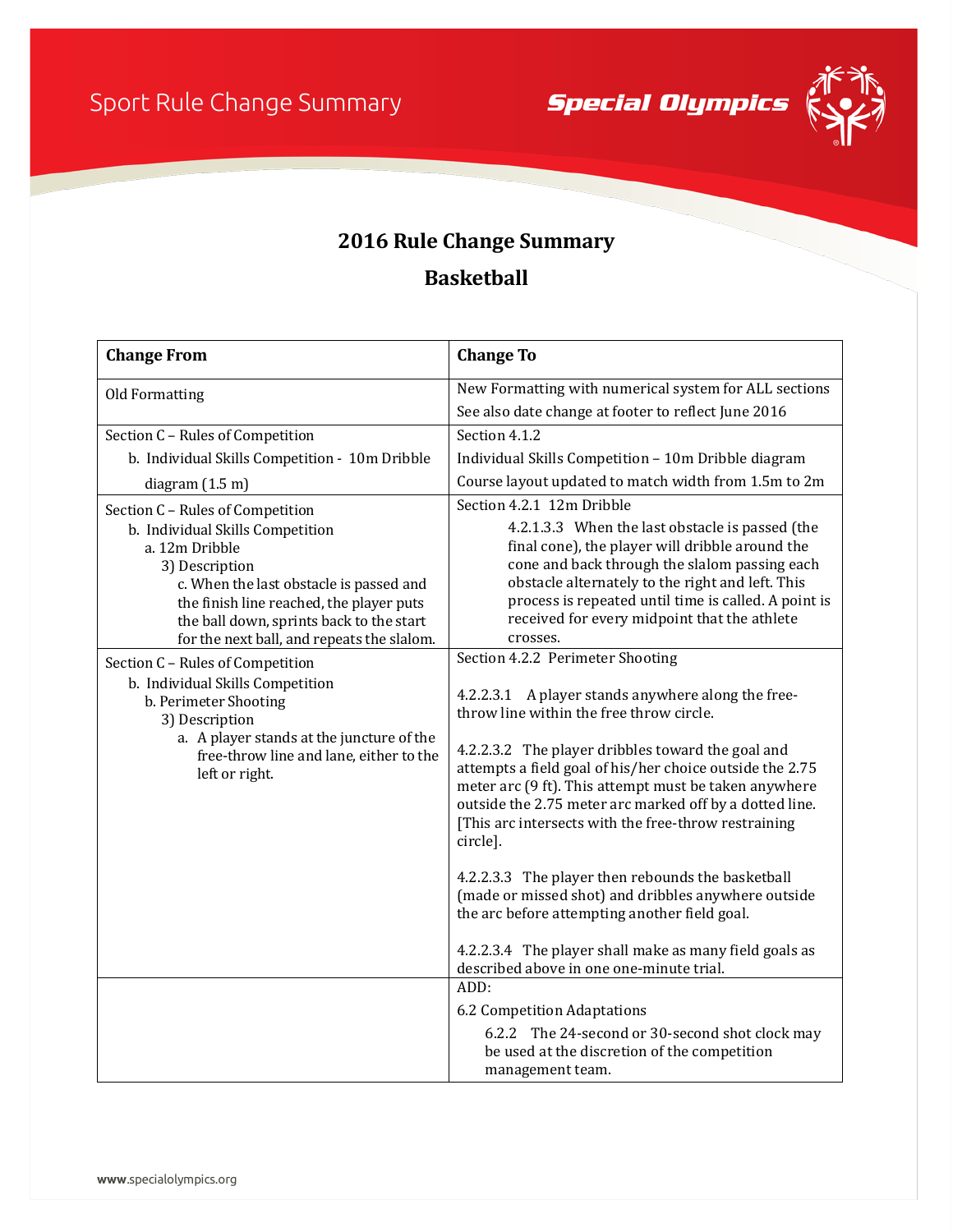Sport Rule Change Summary

# 2016 Rule Change Summary

## Basketball

| Change From | Change To |
|---|---|
| Old Formatting | New Formatting with numerical system for ALL sections<br>See also date change at footer to reflect June 2016 |
| Section C – Rules of Competition<br>b. Individual Skills Competition - 10m Dribble diagram (1.5 m) | Section 4.1.2<br>Individual Skills Competition – 10m Dribble diagram<br>Course layout updated to match width from 1.5m to 2m |
| Section C – Rules of Competition<br>b. Individual Skills Competition<br>a. 12m Dribble<br>3) Description<br>c. When the last obstacle is passed and the finish line reached, the player puts the ball down, sprints back to the start for the next ball, and repeats the slalom. | Section 4.2.1 12m Dribble<br>4.2.1.3.3 When the last obstacle is passed (the final cone), the player will dribble around the cone and back through the slalom passing each obstacle alternately to the right and left. This process is repeated until time is called. A point is received for every midpoint that the athlete crosses. |
| Section C – Rules of Competition<br>b. Individual Skills Competition<br>b. Perimeter Shooting<br>3) Description<br>a. A player stands at the juncture of the free-throw line and lane, either to the left or right. | Section 4.2.2 Perimeter Shooting<br><br>4.2.2.3.1 A player stands anywhere along the free-throw line within the free throw circle.<br><br>4.2.2.3.2 The player dribbles toward the goal and attempts a field goal of his/her choice outside the 2.75 meter arc (9 ft). This attempt must be taken anywhere outside the 2.75 meter arc marked off by a dotted line. [This arc intersects with the free-throw restraining circle].<br><br>4.2.2.3.3 The player then rebounds the basketball (made or missed shot) and dribbles anywhere outside the arc before attempting another field goal.<br><br>4.2.2.3.4 The player shall make as many field goals as described above in one one-minute trial. |
| | ADD:<br>6.2 Competition Adaptations<br>6.2.2 The 24-second or 30-second shot clock may be used at the discretion of the competition management team. |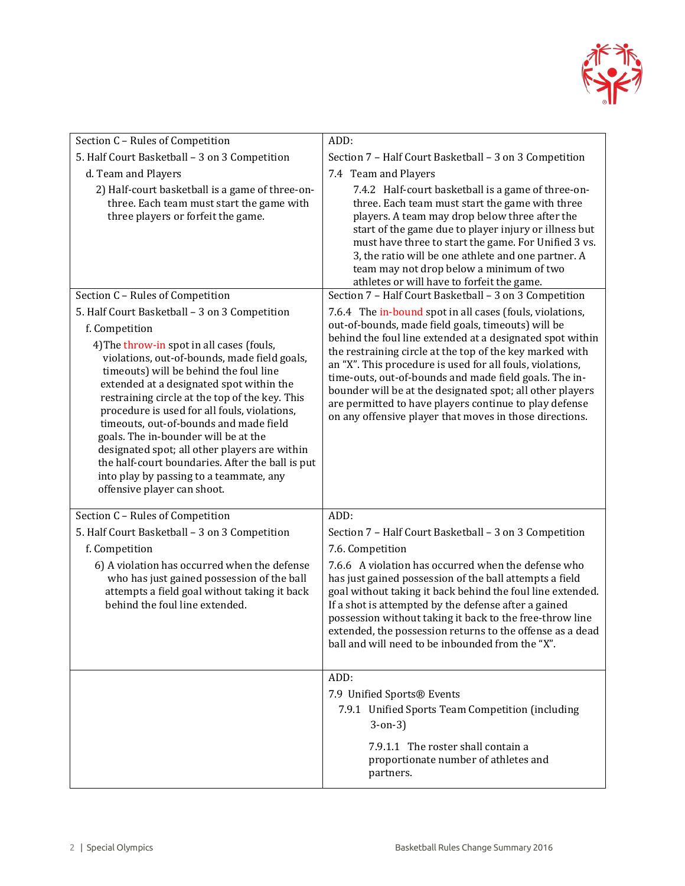| Section C – Rules of Competition<br>5. Half Court Basketball – 3 on 3 Competition<br>d. Team and Players<br>2) Half-court basketball is a game of three-on-three. Each team must start the game with three players or forfeit the game. | ADD:<br>Section 7 – Half Court Basketball – 3 on 3 Competition<br>7.4 Team and Players<br>7.4.2 Half-court basketball is a game of three-on-three. Each team must start the game with three players. A team may drop below three after the start of the game due to player injury or illness but must have three to start the game. For Unified 3 vs. 3, the ratio will be one athlete and one partner. A team may not drop below a minimum of two athletes or will have to forfeit the game. |
|---|---|
| Section C – Rules of Competition<br>5. Half Court Basketball – 3 on 3 Competition<br>f. Competition<br>4)The throw-in spot in all cases (fouls, violations, out-of-bounds, made field goals, timeouts) will be behind the foul line extended at a designated spot within the restraining circle at the top of the key. This procedure is used for all fouls, violations, timeouts, out-of-bounds and made field goals. The in-bounder will be at the designated spot; all other players are within the half-court boundaries. After the ball is put into play by passing to a teammate, any offensive player can shoot. | Section 7 – Half Court Basketball – 3 on 3 Competition<br>7.6.4 The in-bound spot in all cases (fouls, violations, out-of-bounds, made field goals, timeouts) will be behind the foul line extended at a designated spot within the restraining circle at the top of the key marked with an "X". This procedure is used for all fouls, violations, time-outs, out-of-bounds and made field goals. The in-bounder will be at the designated spot; all other players are permitted to have players continue to play defense on any offensive player that moves in those directions. |
| Section C – Rules of Competition<br>5. Half Court Basketball – 3 on 3 Competition<br>f. Competition<br>6) A violation has occurred when the defense who has just gained possession of the ball attempts a field goal without taking it back behind the foul line extended. | ADD:<br>Section 7 – Half Court Basketball – 3 on 3 Competition<br>7.6. Competition<br>7.6.6 A violation has occurred when the defense who has just gained possession of the ball attempts a field goal without taking it back behind the foul line extended. If a shot is attempted by the defense after a gained possession without taking it back to the free-throw line extended, the possession returns to the offense as a dead ball and will need to be inbounded from the "X". |
| | ADD:<br>7.9 Unified Sports® Events<br>7.9.1 Unified Sports Team Competition (including 3-on-3)<br>7.9.1.1 The roster shall contain a proportionate number of athletes and partners. |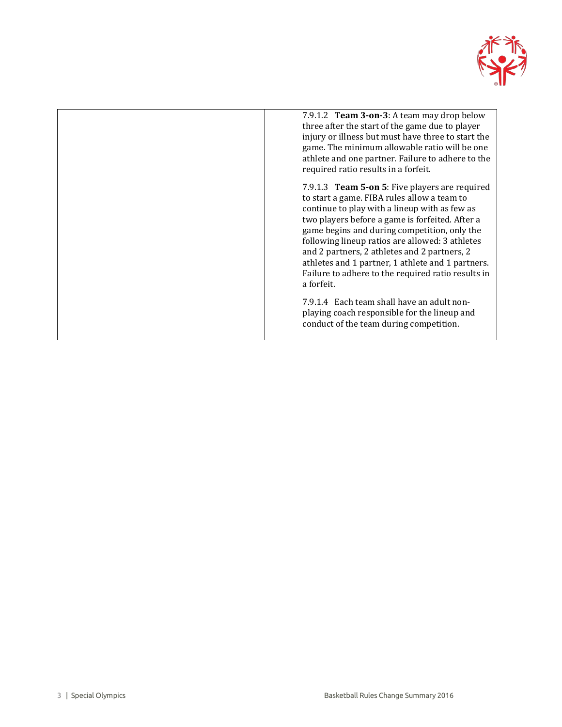| | |
|---|---|
| | 7.9.1.2 **Team 3-on-3**: A team may drop below three after the start of the game due to player injury or illness but must have three to start the game. The minimum allowable ratio will be one athlete and one partner. Failure to adhere to the required ratio results in a forfeit.<br><br>7.9.1.3 **Team 5-on 5**: Five players are required to start a game. FIBA rules allow a team to continue to play with a lineup with as few as two players before a game is forfeited. After a game begins and during competition, only the following lineup ratios are allowed: 3 athletes and 2 partners, 2 athletes and 2 partners, 2 athletes and 1 partner, 1 athlete and 1 partners. Failure to adhere to the required ratio results in a forfeit.<br><br>7.9.1.4 Each team shall have an adult non-playing coach responsible for the lineup and conduct of the team during competition. |